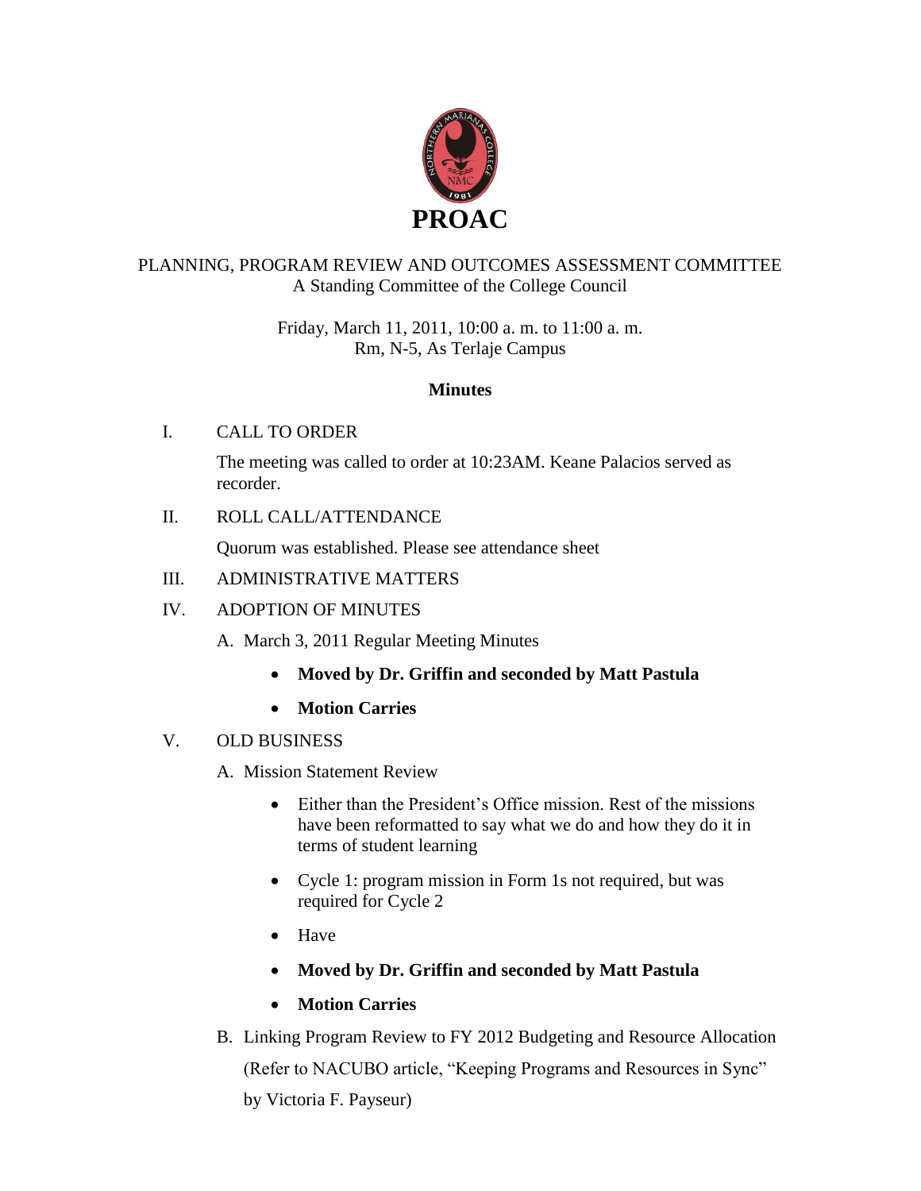# PROAC

PLANNING, PROGRAM REVIEW AND OUTCOMES ASSESSMENT COMMITTEE
A Standing Committee of the College Council

Friday, March 11, 2011, 10:00 a. m. to 11:00 a. m.
Rm, N-5, As Terlaje Campus

**Minutes**

I. CALL TO ORDER

The meeting was called to order at 10:23AM. Keane Palacios served as recorder.

II. ROLL CALL/ATTENDANCE

Quorum was established. Please see attendance sheet

III. ADMINISTRATIVE MATTERS

IV. ADOPTION OF MINUTES

A. March 3, 2011 Regular Meeting Minutes

- **Moved by Dr. Griffin and seconded by Matt Pastula**
- **Motion Carries**

V. OLD BUSINESS

A. Mission Statement Review

- Either than the President's Office mission. Rest of the missions have been reformatted to say what we do and how they do it in terms of student learning
- Cycle 1: program mission in Form 1s not required, but was required for Cycle 2
- Have
- **Moved by Dr. Griffin and seconded by Matt Pastula**
- **Motion Carries**

B. Linking Program Review to FY 2012 Budgeting and Resource Allocation (Refer to NACUBO article, "Keeping Programs and Resources in Sync" by Victoria F. Payseur)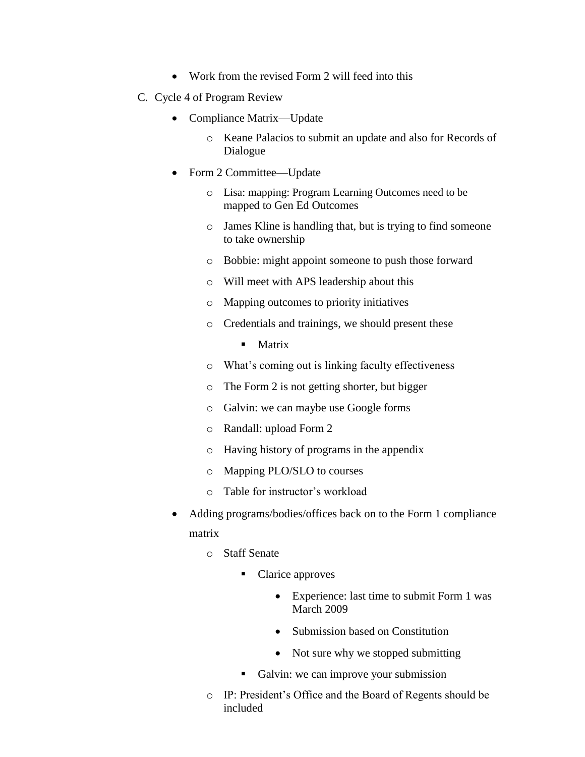- Work from the revised Form 2 will feed into this

C. Cycle 4 of Program Review

- Compliance Matrix—Update
    - Keane Palacios to submit an update and also for Records of Dialogue
- Form 2 Committee—Update
    - Lisa: mapping: Program Learning Outcomes need to be mapped to Gen Ed Outcomes
    - James Kline is handling that, but is trying to find someone to take ownership
    - Bobbie: might appoint someone to push those forward
    - Will meet with APS leadership about this
    - Mapping outcomes to priority initiatives
    - Credentials and trainings, we should present these
        - Matrix
    - What's coming out is linking faculty effectiveness
    - The Form 2 is not getting shorter, but bigger
    - Galvin: we can maybe use Google forms
    - Randall: upload Form 2
    - Having history of programs in the appendix
    - Mapping PLO/SLO to courses
    - Table for instructor's workload
- Adding programs/bodies/offices back on to the Form 1 compliance matrix
    - Staff Senate
        - Clarice approves
            - Experience: last time to submit Form 1 was March 2009
            - Submission based on Constitution
            - Not sure why we stopped submitting
        - Galvin: we can improve your submission
    - IP: President's Office and the Board of Regents should be included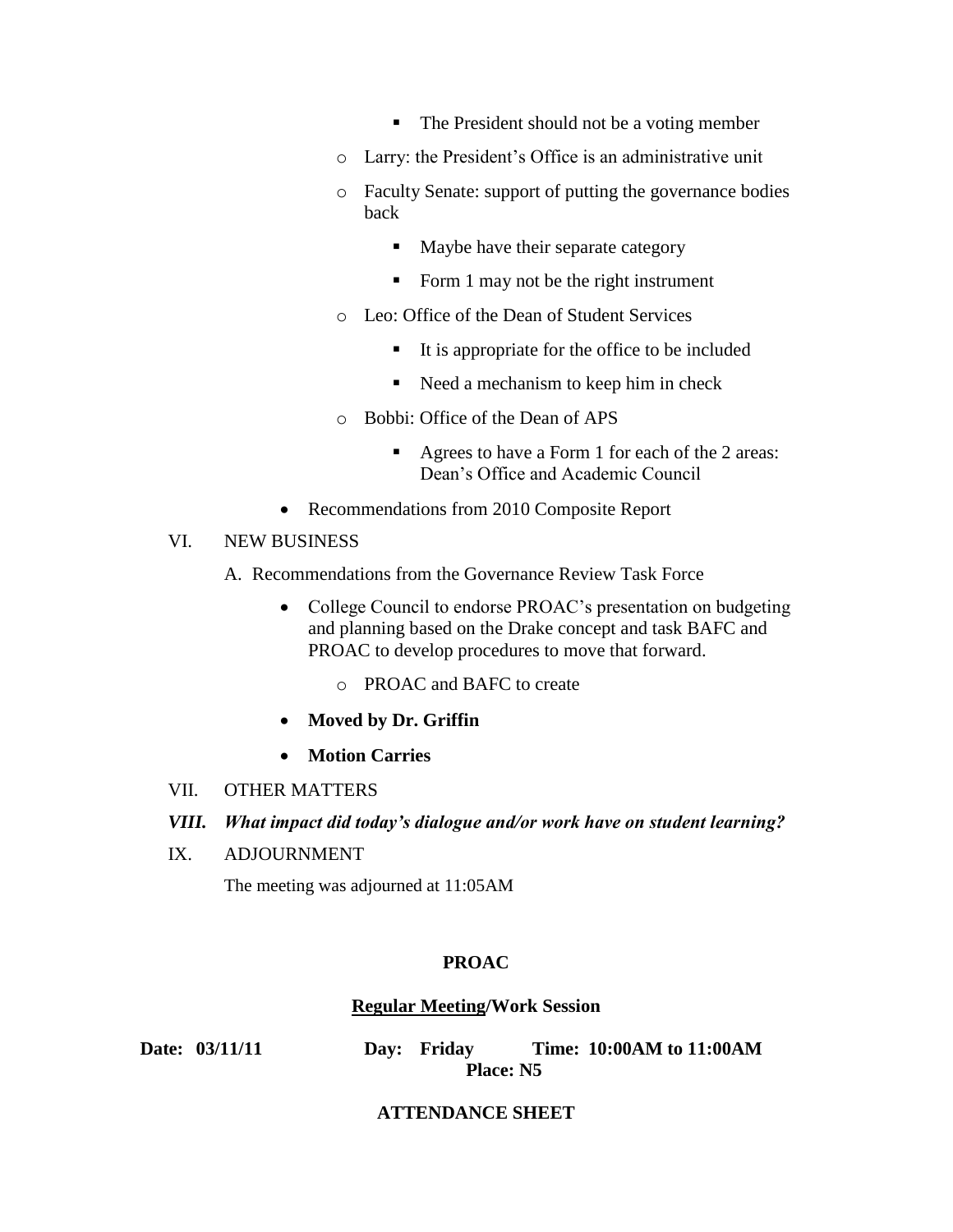- The President should not be a voting member
    - Larry: the President's Office is an administrative unit
    - Faculty Senate: support of putting the governance bodies back
        - Maybe have their separate category
        - Form 1 may not be the right instrument
    - Leo: Office of the Dean of Student Services
        - It is appropriate for the office to be included
        - Need a mechanism to keep him in check
    - Bobbi: Office of the Dean of APS
        - Agrees to have a Form 1 for each of the 2 areas: Dean's Office and Academic Council
- Recommendations from 2010 Composite Report

VI. NEW BUSINESS

A. Recommendations from the Governance Review Task Force

- College Council to endorse PROAC's presentation on budgeting and planning based on the Drake concept and task BAFC and PROAC to develop procedures to move that forward.
    - PROAC and BAFC to create
- **Moved by Dr. Griffin**
- **Motion Carries**

VII. OTHER MATTERS

***VIII. What impact did today's dialogue and/or work have on student learning?***

IX. ADJOURNMENT

The meeting was adjourned at 11:05AM

**PROAC**

**Regular Meeting/Work Session**

**Date: 03/11/11 Day: Friday Time: 10:00AM to 11:00AM**
**Place: N5**

**ATTENDANCE SHEET**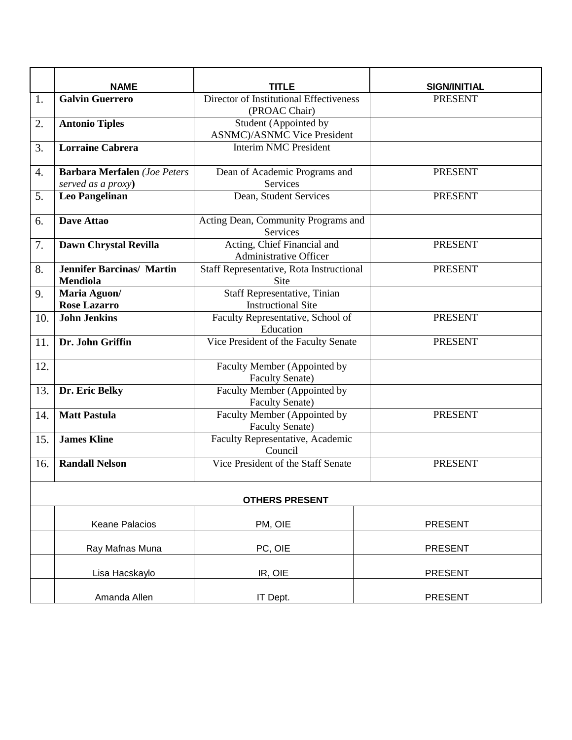| | NAME | TITLE | SIGN/INITIAL |
|---|---|---|---|
| 1. | **Galvin Guerrero** | Director of Institutional Effectiveness (PROAC Chair) | PRESENT |
| 2. | **Antonio Tiples** | Student (Appointed by ASNMC)/ASNMC Vice President | |
| 3. | **Lorraine Cabrera** | Interim NMC President | |
| 4. | **Barbara Merfalen** *(Joe Peters served as a proxy)* | Dean of Academic Programs and Services | PRESENT |
| 5. | **Leo Pangelinan** | Dean, Student Services | PRESENT |
| 6. | **Dave Attao** | Acting Dean, Community Programs and Services | |
| 7. | **Dawn Chrystal Revilla** | Acting, Chief Financial and Administrative Officer | PRESENT |
| 8. | **Jennifer Barcinas/ Martin Mendiola** | Staff Representative, Rota Instructional Site | PRESENT |
| 9. | **Maria Aguon/ Rose Lazarro** | Staff Representative, Tinian Instructional Site | |
| 10. | **John Jenkins** | Faculty Representative, School of Education | PRESENT |
| 11. | **Dr. John Griffin** | Vice President of the Faculty Senate | PRESENT |
| 12. | | Faculty Member (Appointed by Faculty Senate) | |
| 13. | **Dr. Eric Belky** | Faculty Member (Appointed by Faculty Senate) | |
| 14. | **Matt Pastula** | Faculty Member (Appointed by Faculty Senate) | PRESENT |
| 15. | **James Kline** | Faculty Representative, Academic Council | |
| 16. | **Randall Nelson** | Vice President of the Staff Senate | PRESENT |
| | **OTHERS PRESENT** | | |
| | Keane Palacios | PM, OIE | PRESENT |
| | Ray Mafnas Muna | PC, OIE | PRESENT |
| | Lisa Hacskaylo | IR, OIE | PRESENT |
| | Amanda Allen | IT Dept. | PRESENT |